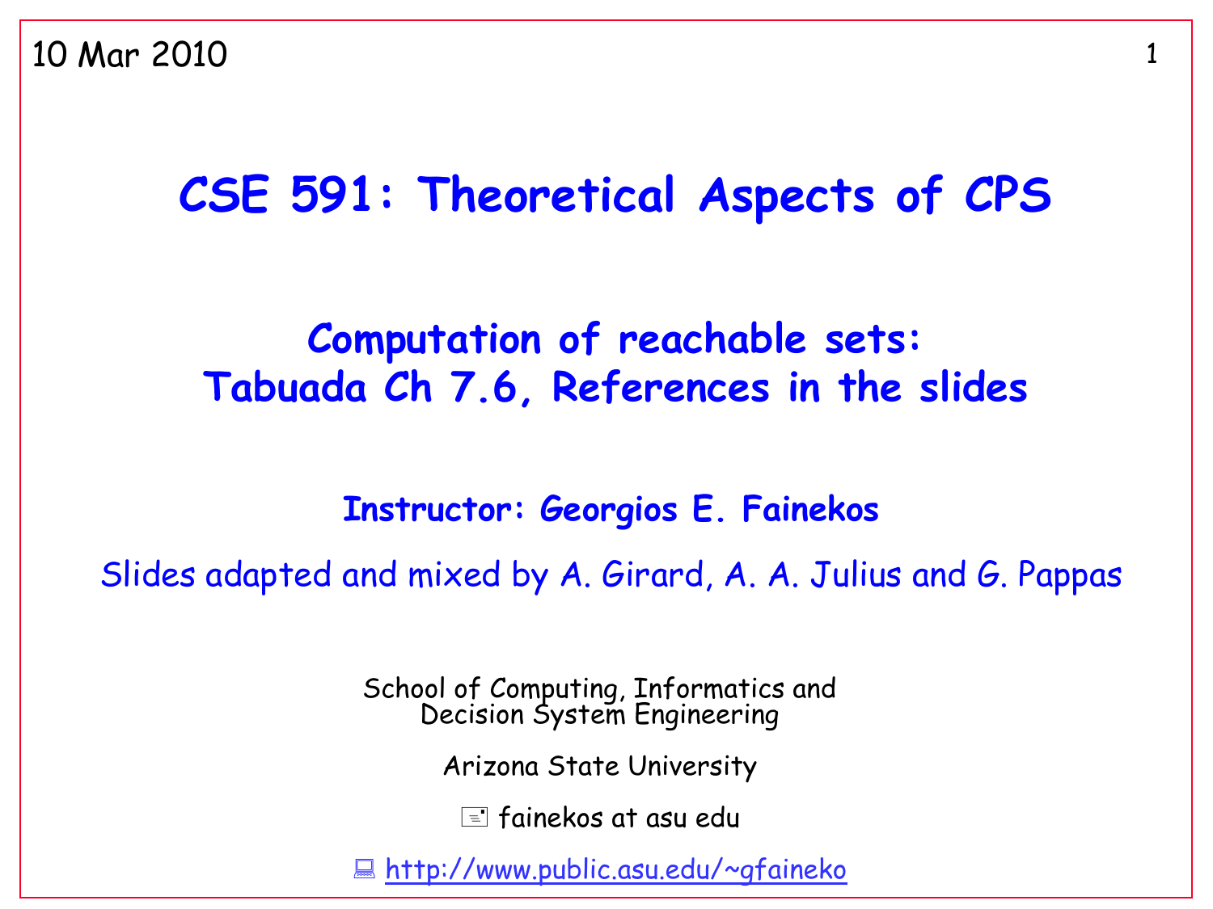10 Mar 2010

# CSE 591: Theoretical Aspects of CPS

## Computation of reachable sets: Tabuada Ch 7.6, References in the slides

**Instructor: Georgios E. Fainekos**

Slides adapted and mixed by A. Girard, A. A. Julius and G. Pappas

School of Computing, Informatics and Decision System Engineering

Arizona State University

fainekos at asu edu

http://www.public.asu.edu/~gfaineko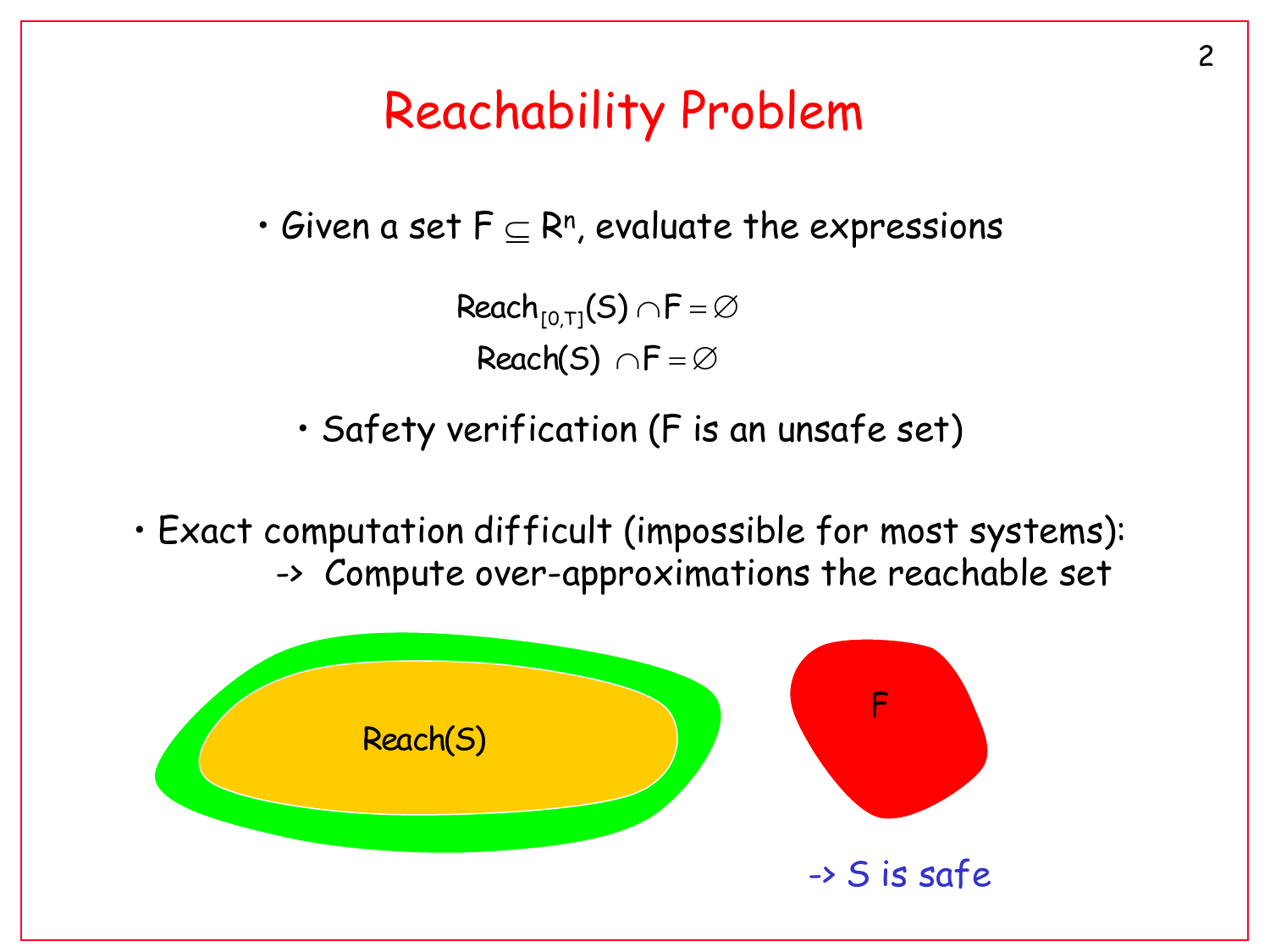# Reachability Problem

- Given a set $F \subseteq R^n$, evaluate the expressions

$$\text{Reach}_{[0,T]}(S) \cap F = \varnothing$$

$$\text{Reach}(S) \cap F = \varnothing$$

- Safety verification (F is an unsafe set)

- Exact computation difficult (impossible for most systems):
  -> Compute over-approximations the reachable set

Reach(S)

F

-> S is safe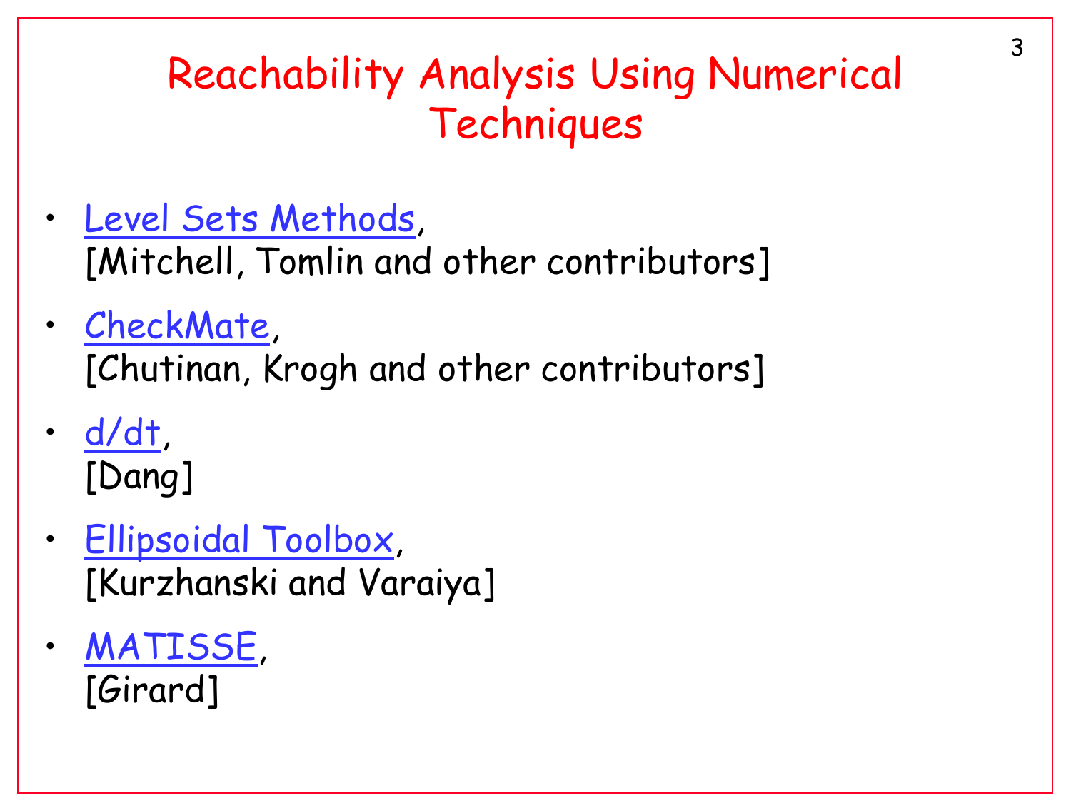# Reachability Analysis Using Numerical Techniques

- Level Sets Methods,
  [Mitchell, Tomlin and other contributors]
- CheckMate,
  [Chutinan, Krogh and other contributors]
- d/dt,
  [Dang]
- Ellipsoidal Toolbox,
  [Kurzhanski and Varaiya]
- MATISSE,
  [Girard]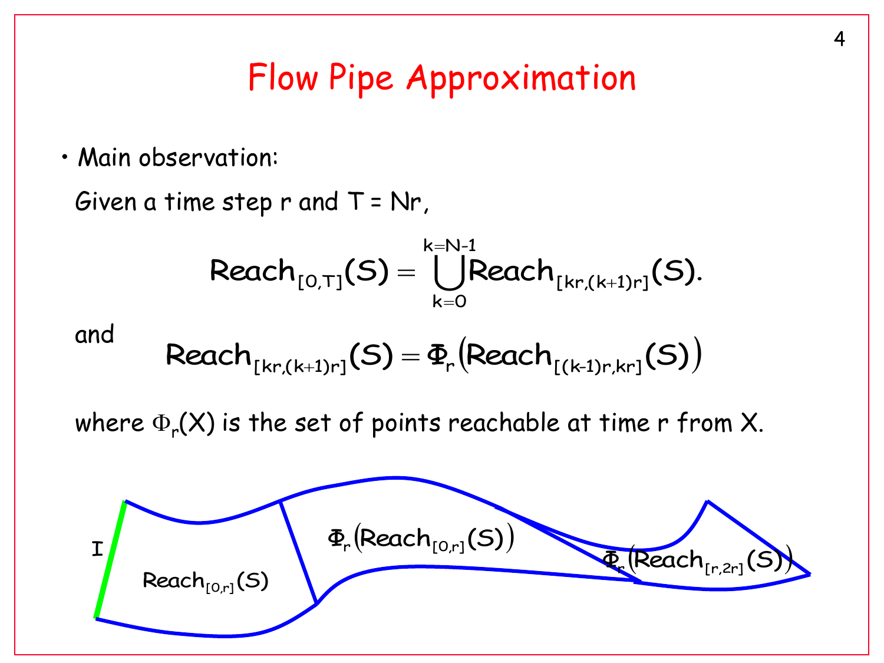# Flow Pipe Approximation

- Main observation:

  Given a time step r and T = Nr,

$$\text{Reach}_{[0,T]}(S) = \bigcup_{k=0}^{k=N-1} \text{Reach}_{[kr,(k+1)r]}(S).$$

and

$$\text{Reach}_{[kr,(k+1)r]}(S) = \Phi_r\left(\text{Reach}_{[(k-1)r,kr]}(S)\right)$$

where $\Phi_r(X)$ is the set of points reachable at time r from X.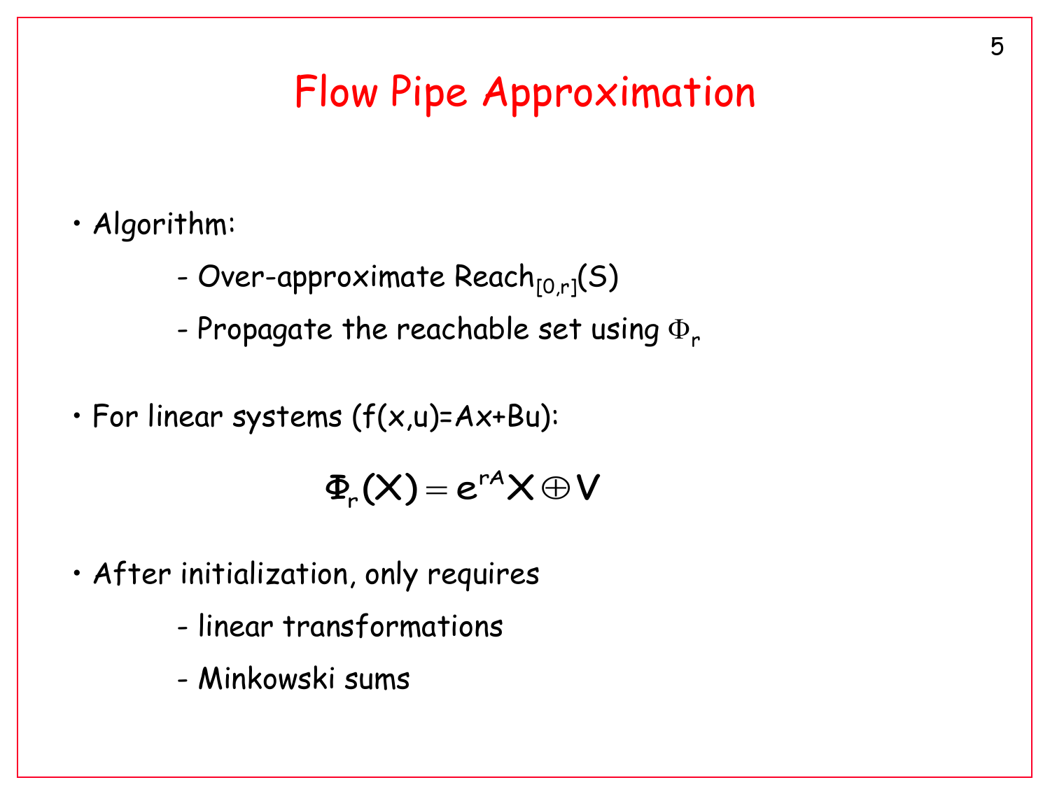# Flow Pipe Approximation

- Algorithm:
  - Over-approximate $Reach_{[0,r]}(S)$
  - Propagate the reachable set using $\Phi_r$
- For linear systems (f(x,u)=Ax+Bu):

$$\Phi_r(X) = e^{rA}X \oplus V$$

- After initialization, only requires
  - linear transformations
  - Minkowski sums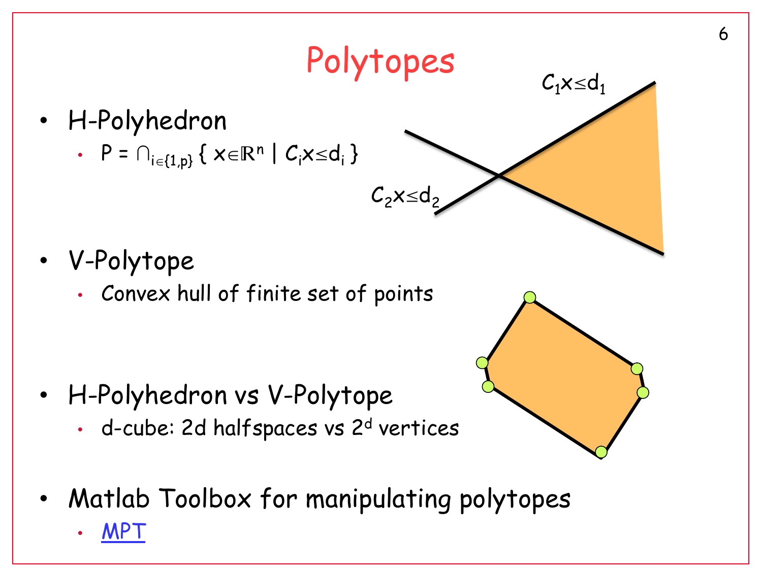# Polytopes

- H-Polyhedron
  - $P = \cap_{i\in\{1,p\}} \{ x\in\mathbb{R}^n \mid C_i x \leq d_i \}$

$C_1 x \leq d_1$

$C_2 x \leq d_2$

- V-Polytope
  - Convex hull of finite set of points

- H-Polyhedron vs V-Polytope
  - d-cube: 2d halfspaces vs $2^d$ vertices

- Matlab Toolbox for manipulating polytopes
  - MPT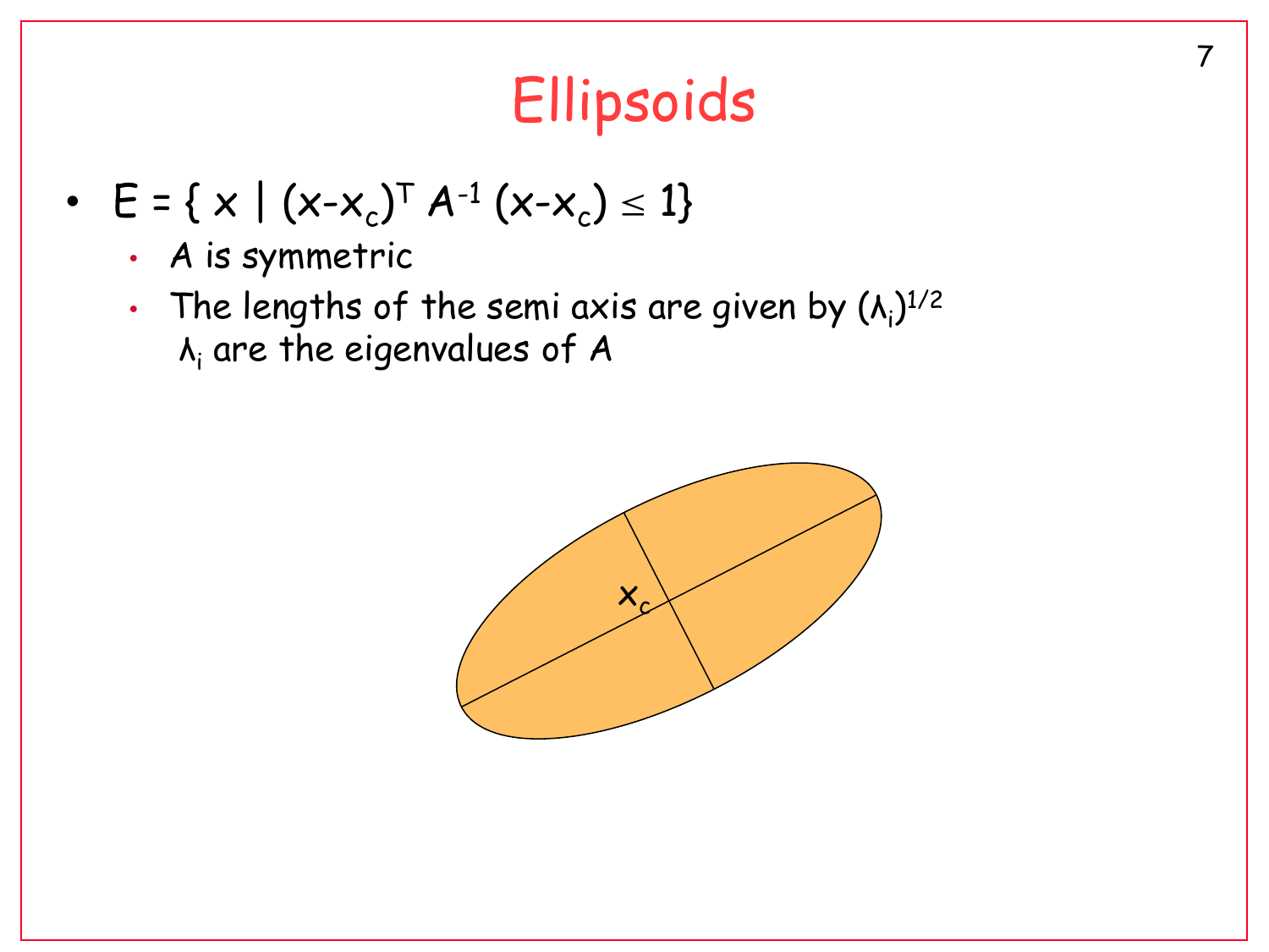# Ellipsoids

- $E = \{ x \mid (x-x_c)^T A^{-1} (x-x_c) \leq 1\}$
  - $A$ is symmetric
  - The lengths of the semi axis are given by $(\lambda_i)^{1/2}$
    $\lambda_i$ are the eigenvalues of $A$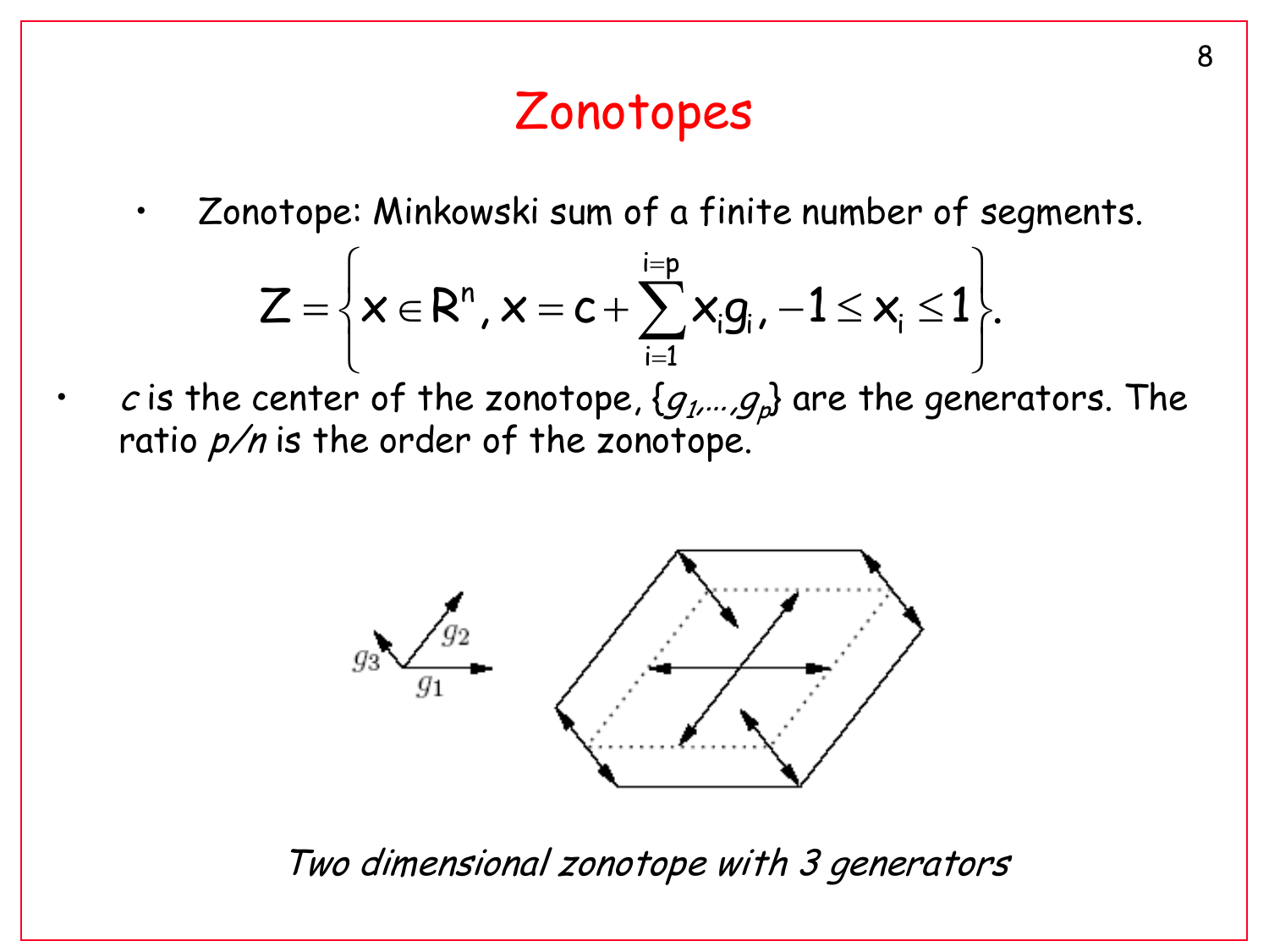# Zonotopes

- Zonotope: Minkowski sum of a finite number of segments.

$$Z = \left\{ x \in R^n, x = c + \sum_{i=1}^{i=p} x_i g_i, -1 \leq x_i \leq 1 \right\}.$$

- $c$ is the center of the zonotope, $\{g_1,\ldots,g_p\}$ are the generators. The ratio $p/n$ is the order of the zonotope.

*Two dimensional zonotope with 3 generators*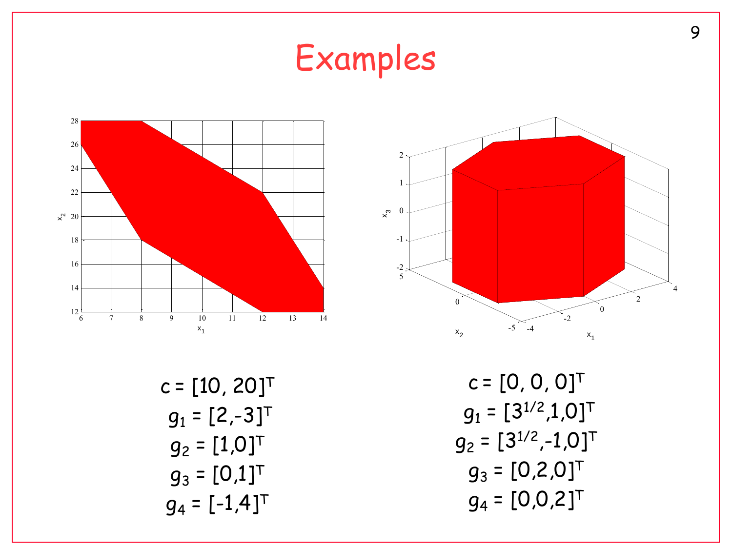# Examples

$c = [10, 20]^T$

$g_1 = [2,-3]^T$

$g_2 = [1,0]^T$

$g_3 = [0,1]^T$

$g_4 = [-1,4]^T$

$c = [0, 0, 0]^T$

$g_1 = [3^{1/2},1,0]^T$

$g_2 = [3^{1/2},-1,0]^T$

$g_3 = [0,2,0]^T$

$g_4 = [0,0,2]^T$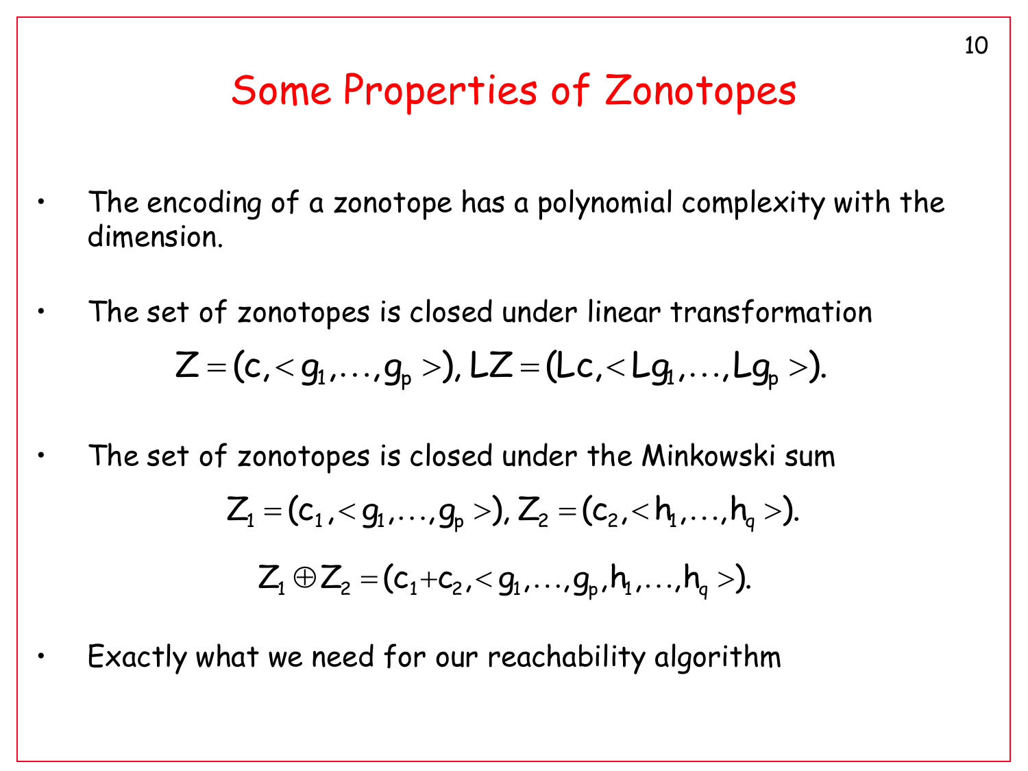# Some Properties of Zonotopes

- The encoding of a zonotope has a polynomial complexity with the dimension.
- The set of zonotopes is closed under linear transformation

$$Z = (c, < g_1, \ldots, g_p >), LZ = (Lc, < Lg_1, \ldots, Lg_p >).$$

- The set of zonotopes is closed under the Minkowski sum

$$Z_1 = (c_1, < g_1, \ldots, g_p >), Z_2 = (c_2, < h_1, \ldots, h_q >).$$

$$Z_1 \oplus Z_2 = (c_1 + c_2, < g_1, \ldots, g_p, h_1, \ldots, h_q >).$$

- Exactly what we need for our reachability algorithm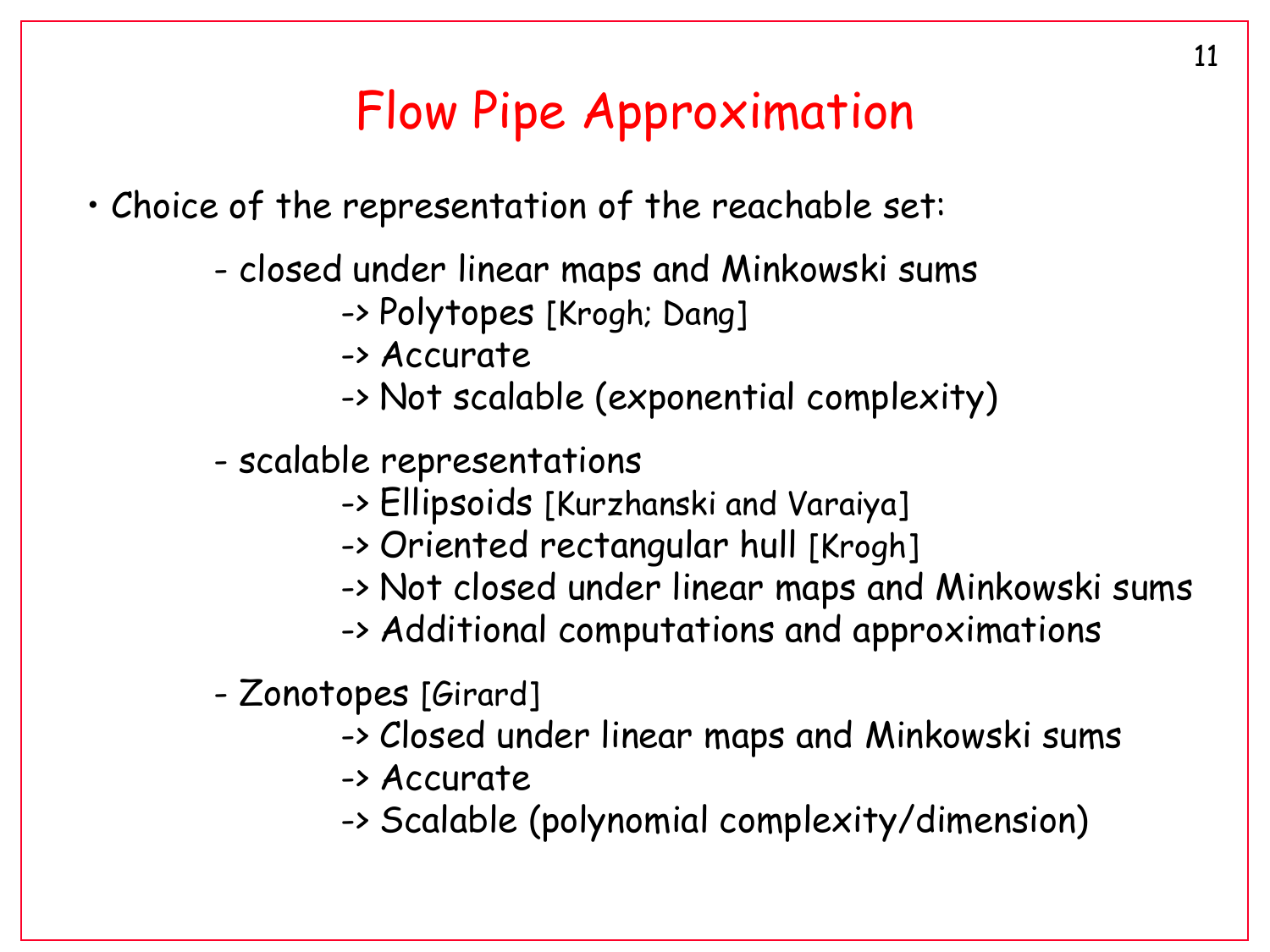# Flow Pipe Approximation

- Choice of the representation of the reachable set:
  - closed under linear maps and Minkowski sums
    - -> Polytopes [Krogh; Dang]
    - -> Accurate
    - -> Not scalable (exponential complexity)
  - scalable representations
    - -> Ellipsoids [Kurzhanski and Varaiya]
    - -> Oriented rectangular hull [Krogh]
    - -> Not closed under linear maps and Minkowski sums
    - -> Additional computations and approximations
  - Zonotopes [Girard]
    - -> Closed under linear maps and Minkowski sums
    - -> Accurate
    - -> Scalable (polynomial complexity/dimension)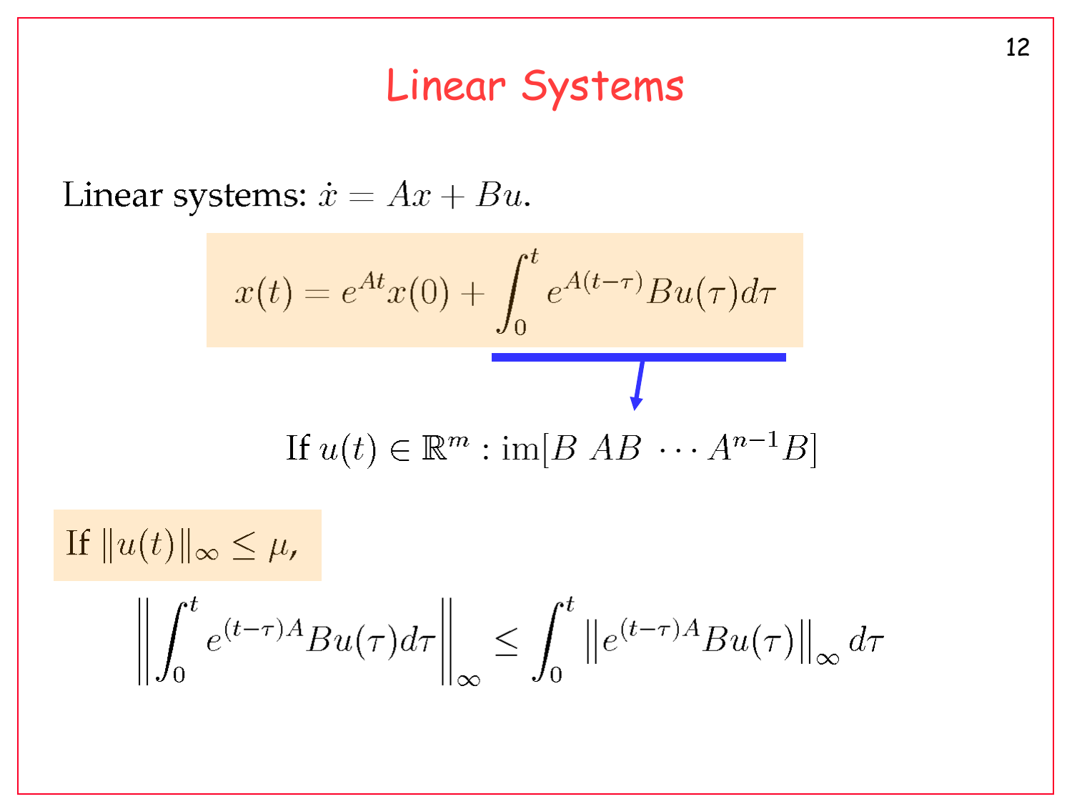# Linear Systems

Linear systems: $\dot{x} = Ax + Bu$.

$$x(t) = e^{At}x(0) + \int_0^t e^{A(t-\tau)}Bu(\tau)d\tau$$

If $u(t) \in \mathbb{R}^m$ : $\text{im}[B \; AB \; \cdots \; A^{n-1}B]$

If $\|u(t)\|_\infty \leq \mu$,

$$\left\| \int_0^t e^{(t-\tau)A}Bu(\tau)d\tau \right\|_\infty \leq \int_0^t \left\| e^{(t-\tau)A}Bu(\tau) \right\|_\infty d\tau$$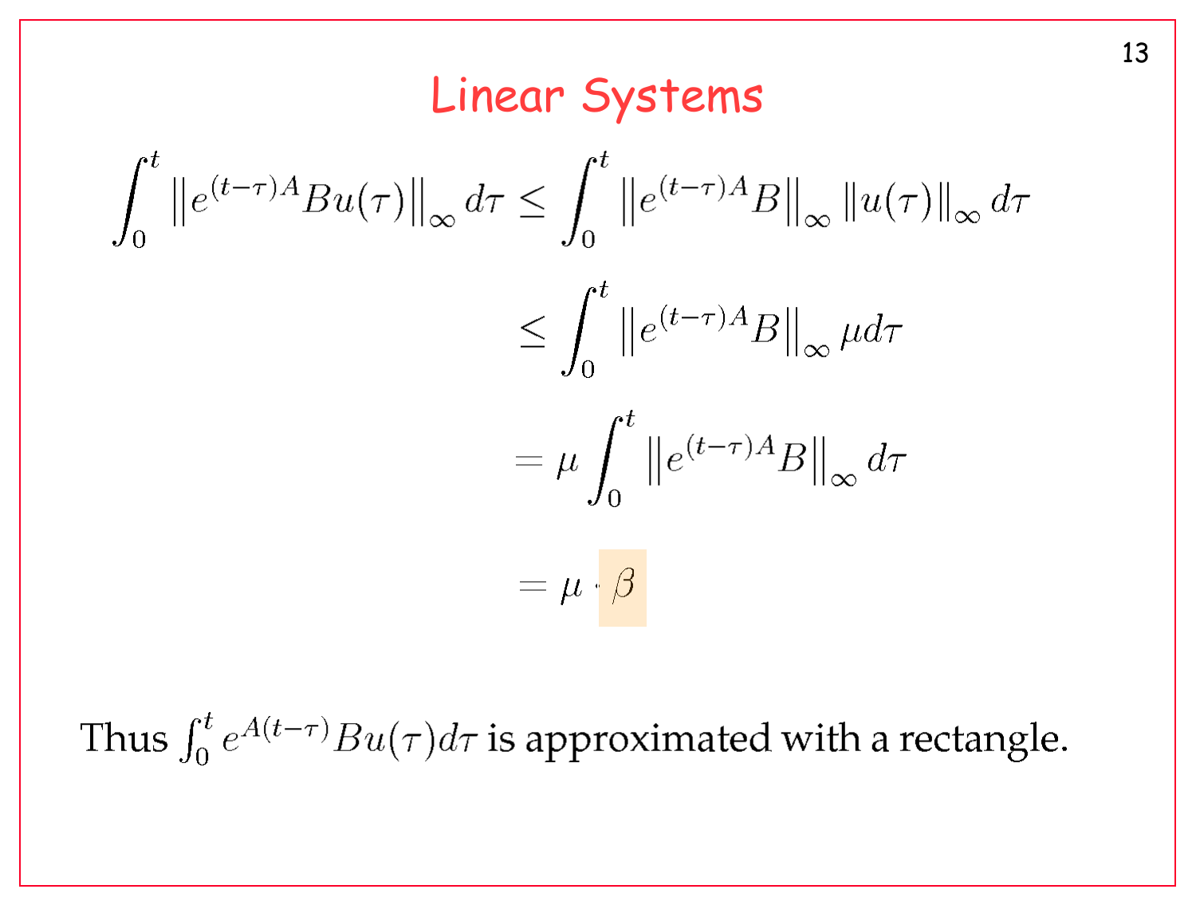# Linear Systems

$$
\begin{aligned}
\int_0^t \left\|e^{(t-\tau)A} B u(\tau)\right\|_\infty d\tau &\leq \int_0^t \left\|e^{(t-\tau)A} B\right\|_\infty \left\|u(\tau)\right\|_\infty d\tau \\
&\leq \int_0^t \left\|e^{(t-\tau)A} B\right\|_\infty \mu d\tau \\
&= \mu \int_0^t \left\|e^{(t-\tau)A} B\right\|_\infty d\tau \\
&= \mu \cdot \beta
\end{aligned}
$$

Thus $\int_0^t e^{A(t-\tau)} B u(\tau) d\tau$ is approximated with a rectangle.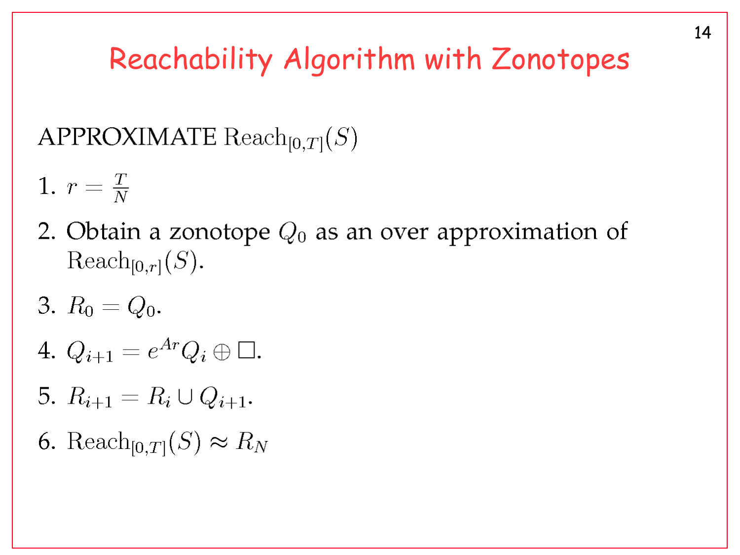# Reachability Algorithm with Zonotopes

APPROXIMATE $\text{Reach}_{[0,T]}(S)$

1. $r = \frac{T}{N}$
2. Obtain a zonotope $Q_0$ as an over approximation of $\text{Reach}_{[0,r]}(S)$.
3. $R_0 = Q_0$.
4. $Q_{i+1} = e^{Ar} Q_i \oplus \Box$.
5. $R_{i+1} = R_i \cup Q_{i+1}$.
6. $\text{Reach}_{[0,T]}(S) \approx R_N$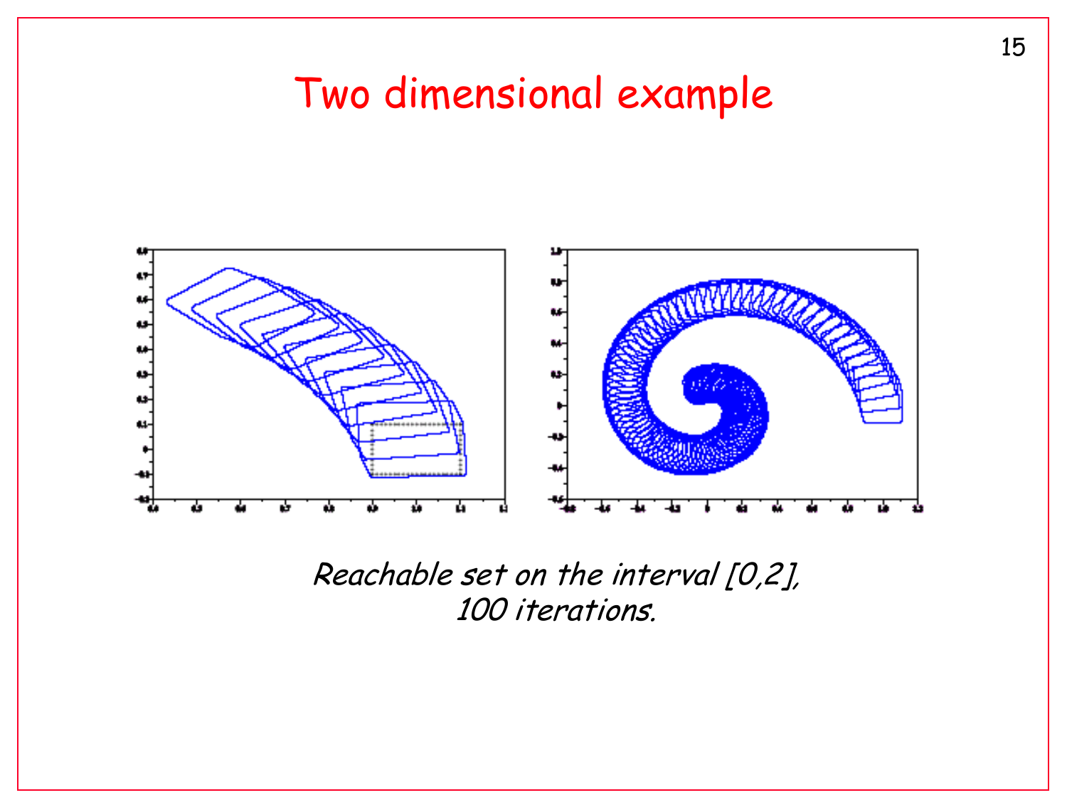# Two dimensional example

*Reachable set on the interval [0,2],*
*100 iterations.*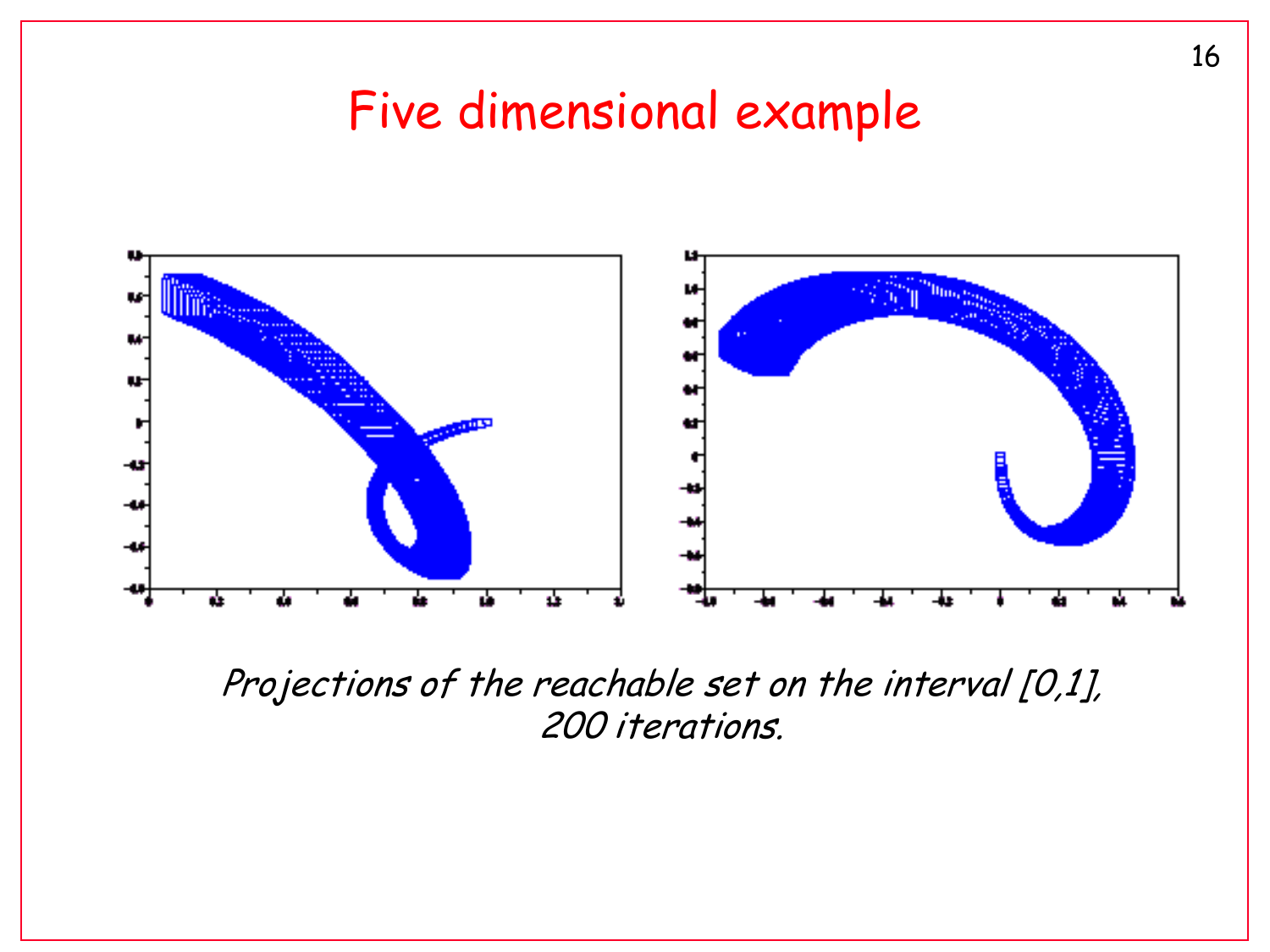# Five dimensional example

*Projections of the reachable set on the interval [0,1], 200 iterations.*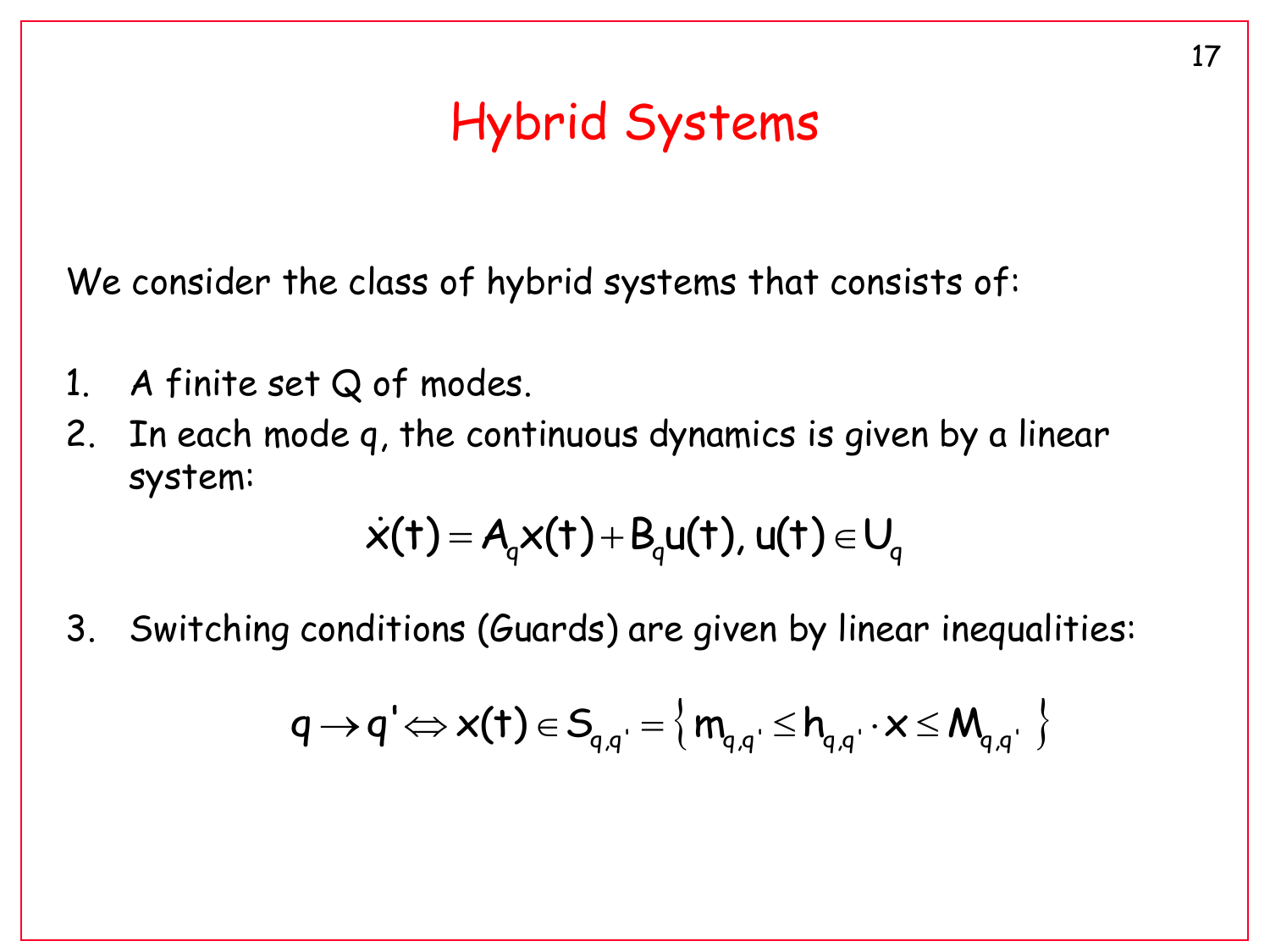# Hybrid Systems

We consider the class of hybrid systems that consists of:

1. A finite set Q of modes.
2. In each mode q, the continuous dynamics is given by a linear system:

$$\dot{x}(t) = A_q x(t) + B_q u(t),\ u(t) \in U_q$$

3. Switching conditions (Guards) are given by linear inequalities:

$$q \rightarrow q' \Leftrightarrow x(t) \in S_{q,q'} = \left\{ m_{q,q'} \leq h_{q,q'} \cdot x \leq M_{q,q'} \right\}$$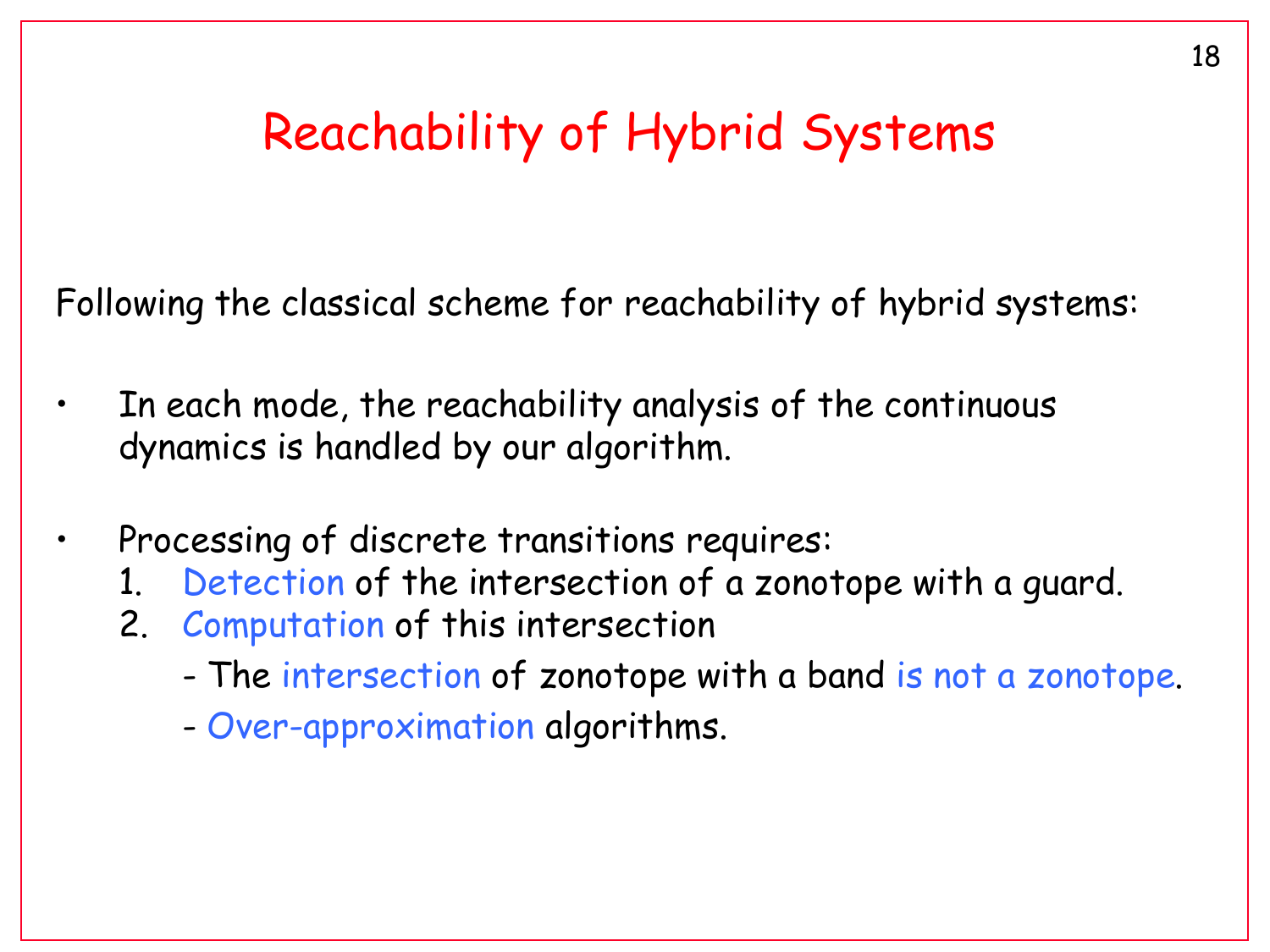# Reachability of Hybrid Systems

Following the classical scheme for reachability of hybrid systems:

- In each mode, the reachability analysis of the continuous dynamics is handled by our algorithm.

- Processing of discrete transitions requires:
  1. Detection of the intersection of a zonotope with a guard.
  2. Computation of this intersection
     - The intersection of zonotope with a band is not a zonotope.
     - Over-approximation algorithms.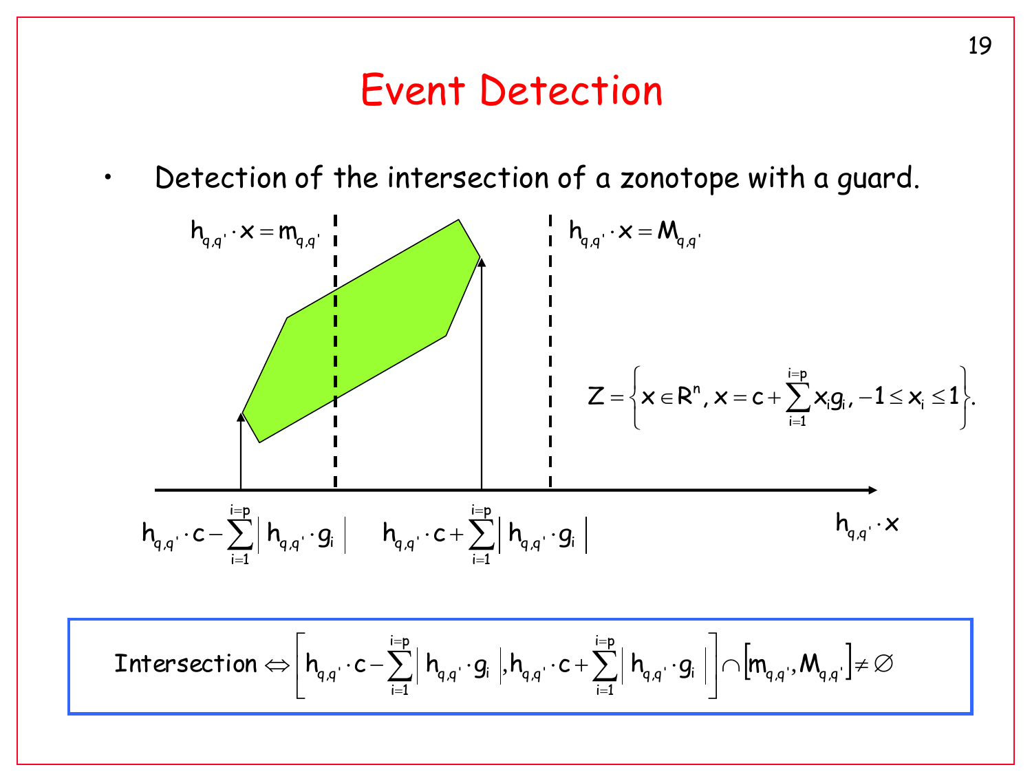# Event Detection

- Detection of the intersection of a zonotope with a guard.

$h_{q,q'} \cdot x = m_{q,q'}$

$h_{q,q'} \cdot x = M_{q,q'}$

$$Z = \left\{ x \in R^n, x = c + \sum_{i=1}^{i=p} x_i g_i, -1 \le x_i \le 1 \right\}.$$

$h_{q,q'} \cdot c - \sum_{i=1}^{i=p} \left| h_{q,q'} \cdot g_i \right|$

$h_{q,q'} \cdot c + \sum_{i=1}^{i=p} \left| h_{q,q'} \cdot g_i \right|$

$h_{q,q'} \cdot x$

$$\text{Intersection} \Leftrightarrow \left[ h_{q,q'} \cdot c - \sum_{i=1}^{i=p} \left| h_{q,q'} \cdot g_i \right|, h_{q,q'} \cdot c + \sum_{i=1}^{i=p} \left| h_{q,q'} \cdot g_i \right| \right] \cap \left[ m_{q,q'}, M_{q,q'} \right] \neq \varnothing$$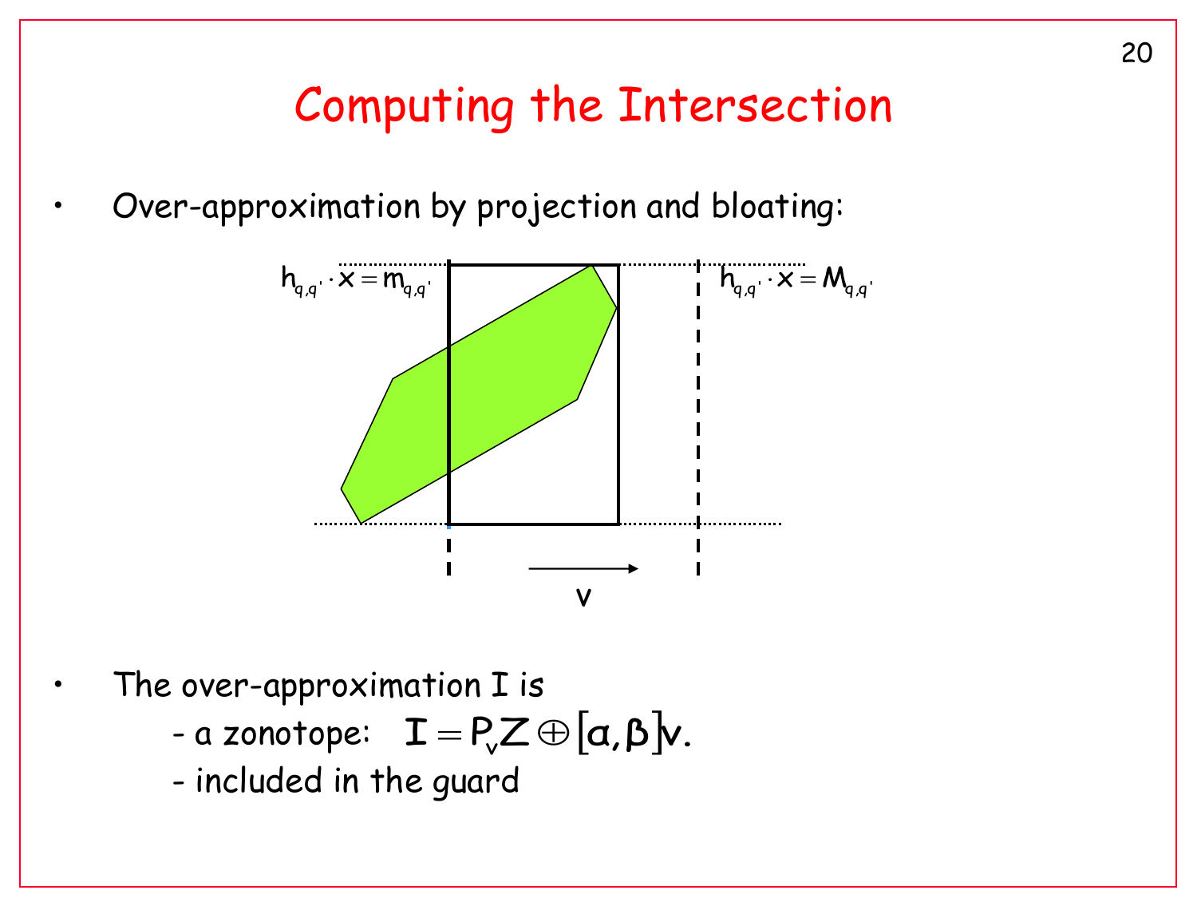# Computing the Intersection

- Over-approximation by projection and bloating:

$h_{q,q'} \cdot x = m_{q,q'}$

$h_{q,q'} \cdot x = M_{q,q'}$

v

- The over-approximation I is
  - a zonotope: $I = P_v Z \oplus [\alpha, \beta] v.$
  - included in the guard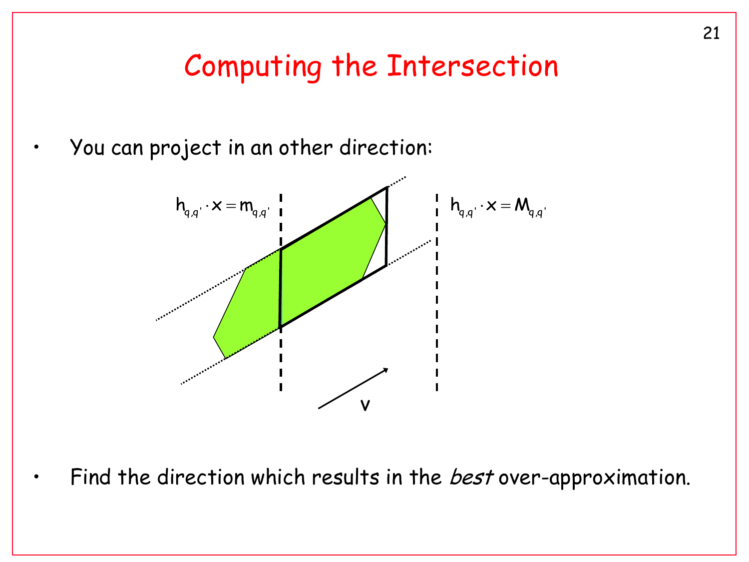# Computing the Intersection

- You can project in an other direction:

$h_{q,q'} \cdot x = m_{q,q'}$

$h_{q,q'} \cdot x = M_{q,q'}$

v

- Find the direction which results in the *best* over-approximation.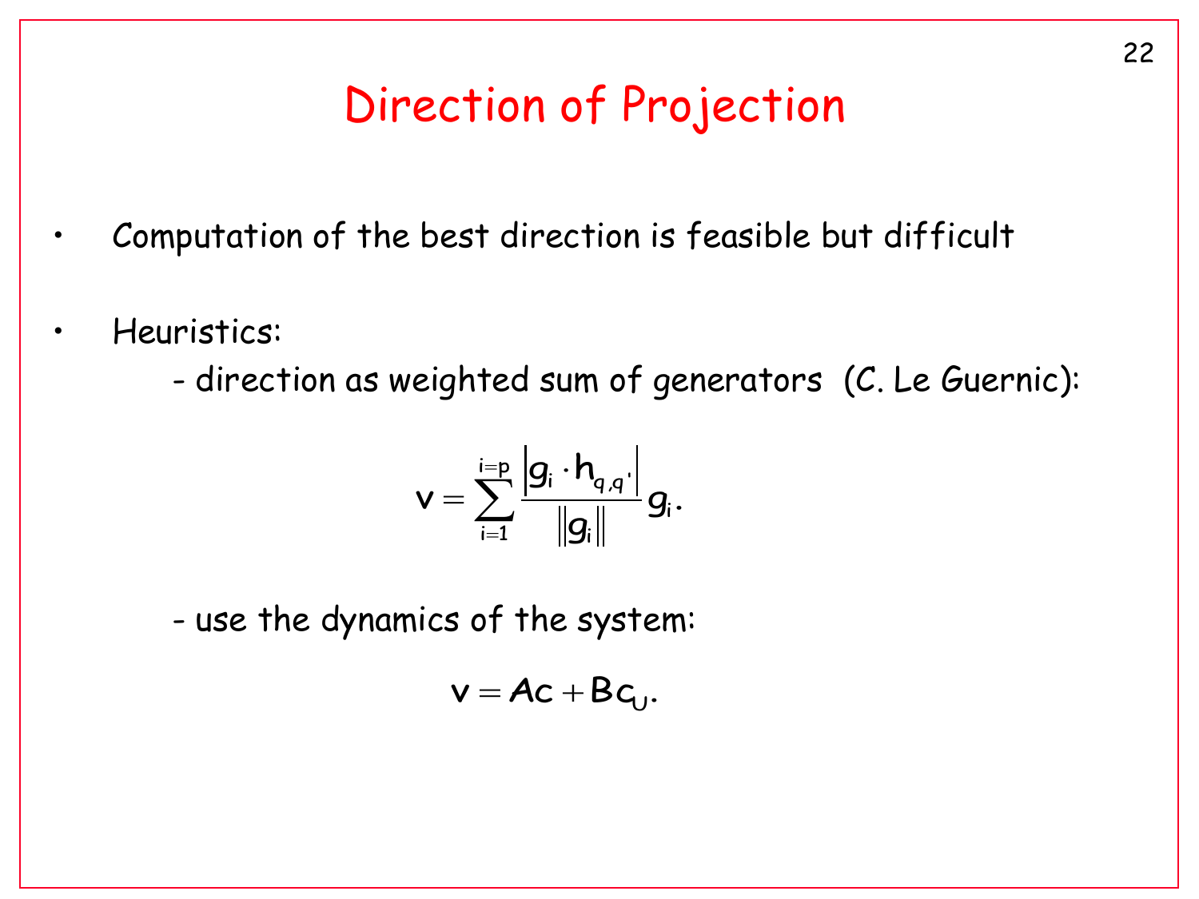# Direction of Projection

- Computation of the best direction is feasible but difficult
- Heuristics:
  - direction as weighted sum of generators (C. Le Guernic):

$$v = \sum_{i=1}^{i=p} \frac{\left| g_i \cdot h_{q,q'} \right|}{\left\| g_i \right\|} g_i.$$

  - use the dynamics of the system:

$$v = Ac + Bc_U.$$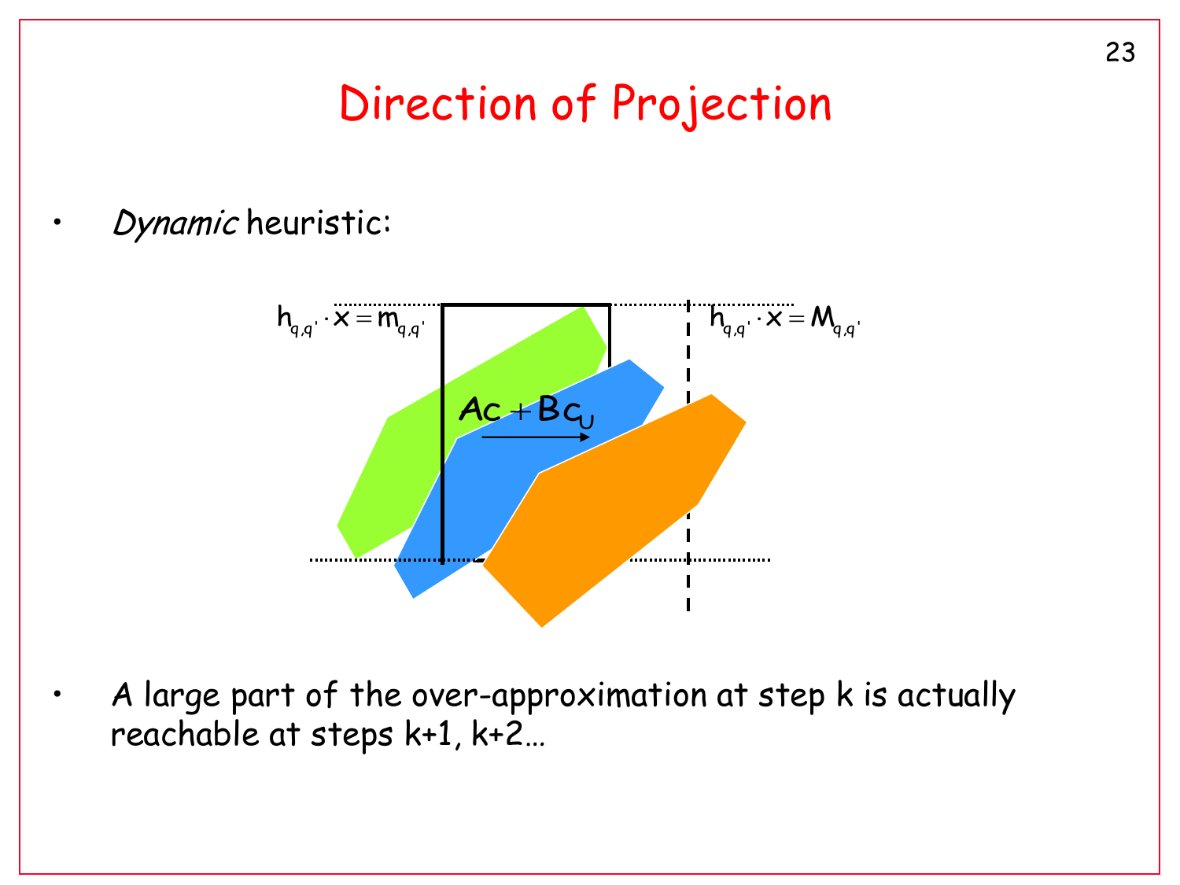# Direction of Projection

- *Dynamic* heuristic:

$h_{q,q'} \cdot x = m_{q,q'}$

$h_{q,q'} \cdot x = M_{q,q'}$

$Ac + Bc_U$

- A large part of the over-approximation at step k is actually reachable at steps k+1, k+2…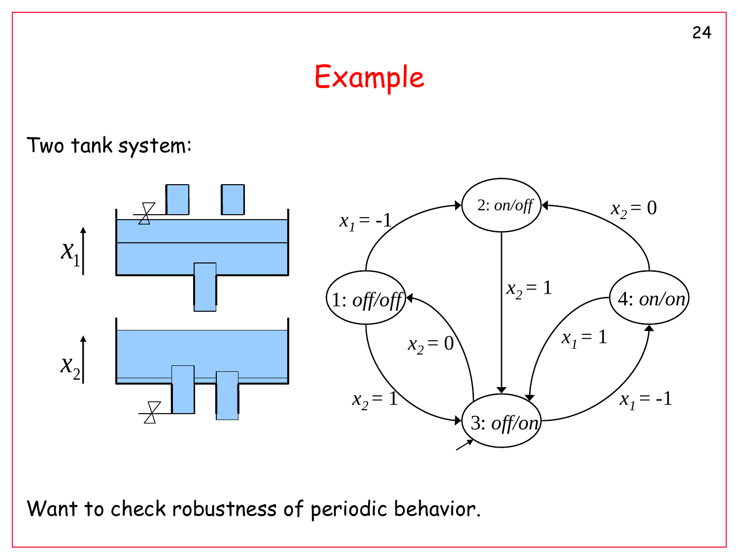# Example

Two tank system:

Want to check robustness of periodic behavior.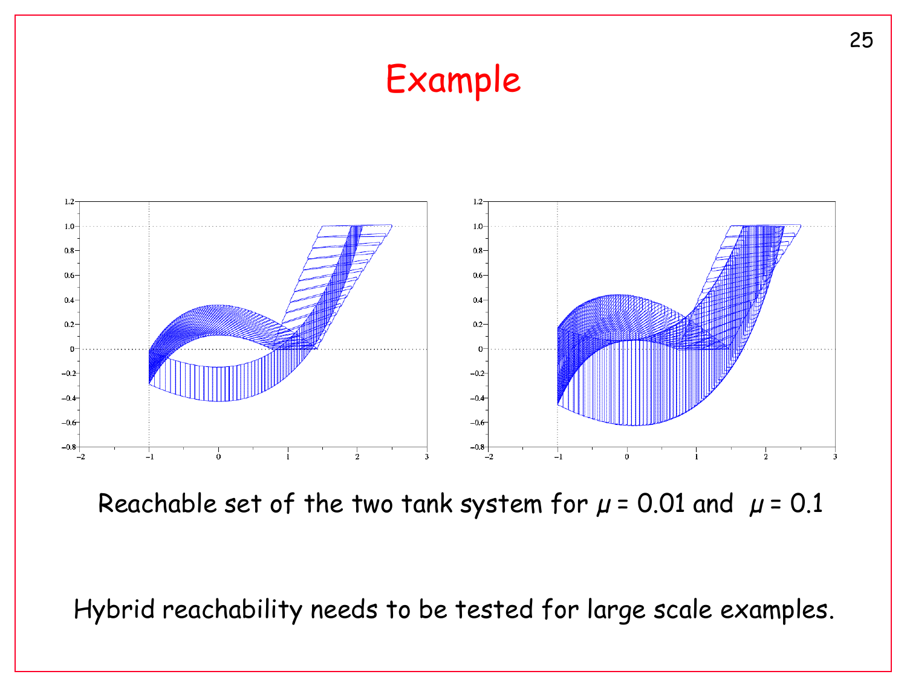# Example

Reachable set of the two tank system for $\mu = 0.01$ and $\mu = 0.1$

Hybrid reachability needs to be tested for large scale examples.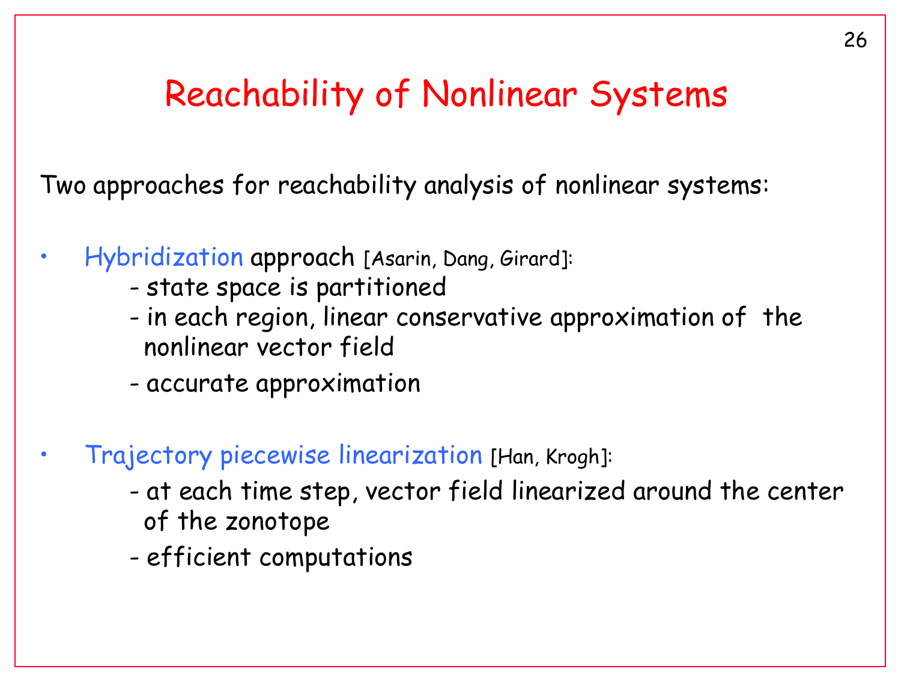# Reachability of Nonlinear Systems

Two approaches for reachability analysis of nonlinear systems:

- Hybridization approach [Asarin, Dang, Girard]:
  - state space is partitioned
  - in each region, linear conservative approximation of the nonlinear vector field
  - accurate approximation

- Trajectory piecewise linearization [Han, Krogh]:
  - at each time step, vector field linearized around the center of the zonotope
  - efficient computations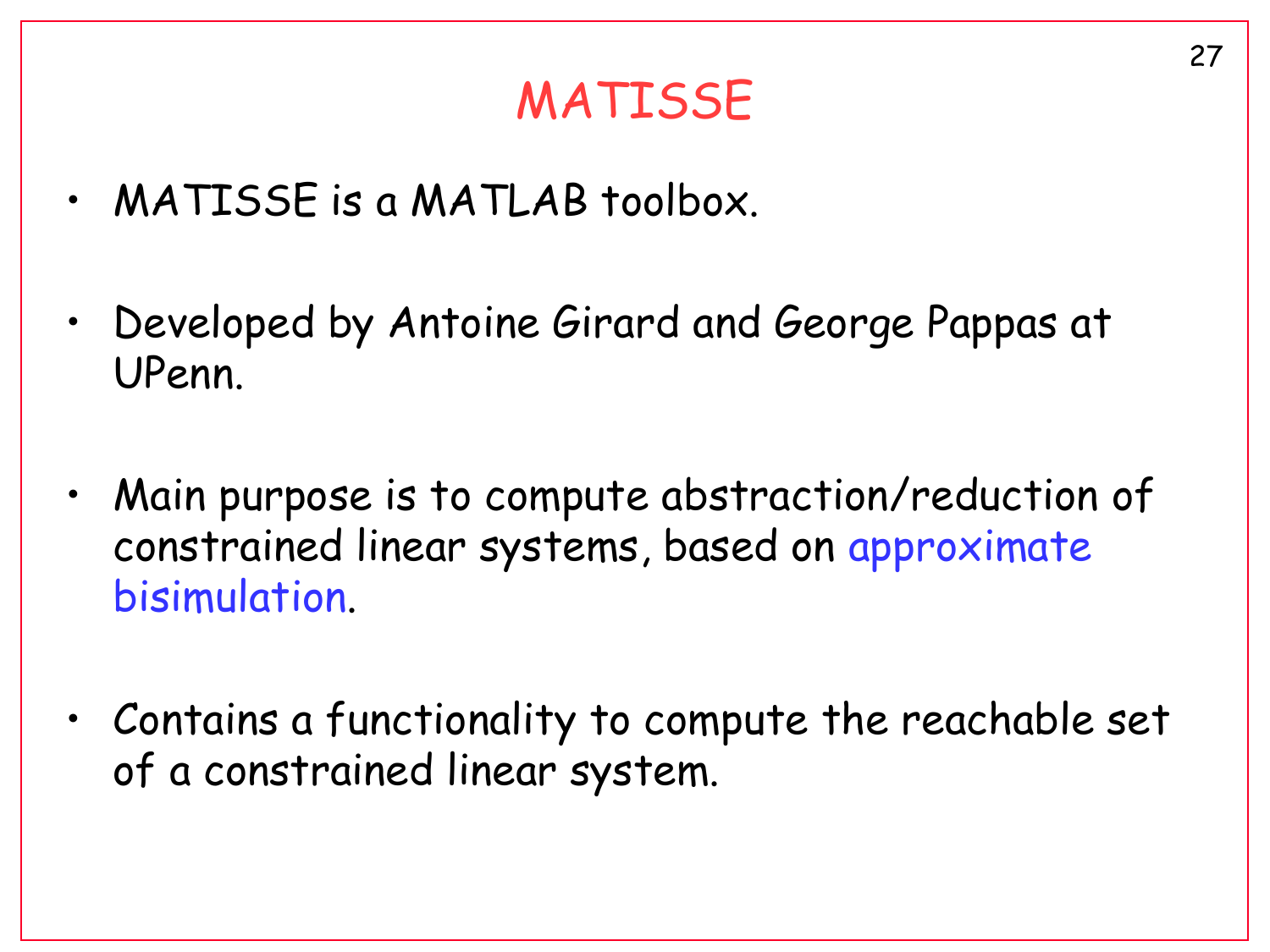# MATISSE

- MATISSE is a MATLAB toolbox.
- Developed by Antoine Girard and George Pappas at UPenn.
- Main purpose is to compute abstraction/reduction of constrained linear systems, based on approximate bisimulation.
- Contains a functionality to compute the reachable set of a constrained linear system.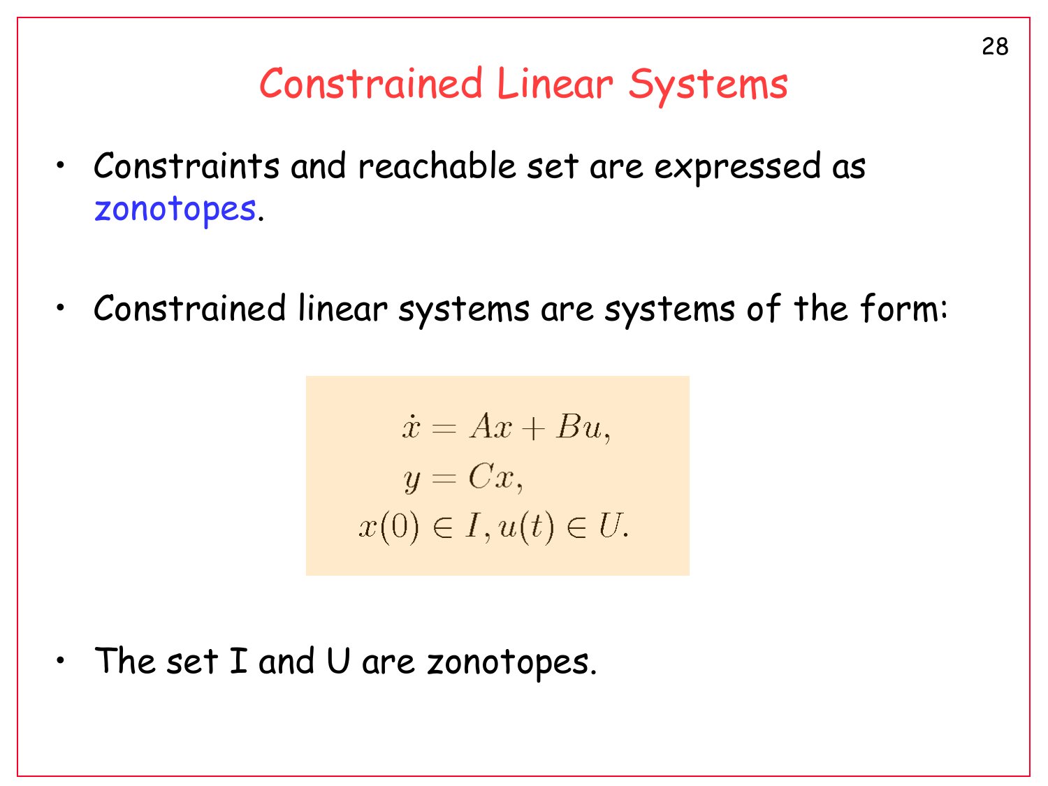# Constrained Linear Systems

- Constraints and reachable set are expressed as zonotopes.
- Constrained linear systems are systems of the form:

$$
\begin{aligned}
\dot{x} &= Ax + Bu, \\
y &= Cx, \\
x(0) &\in I, u(t) \in U.
\end{aligned}
$$

- The set I and U are zonotopes.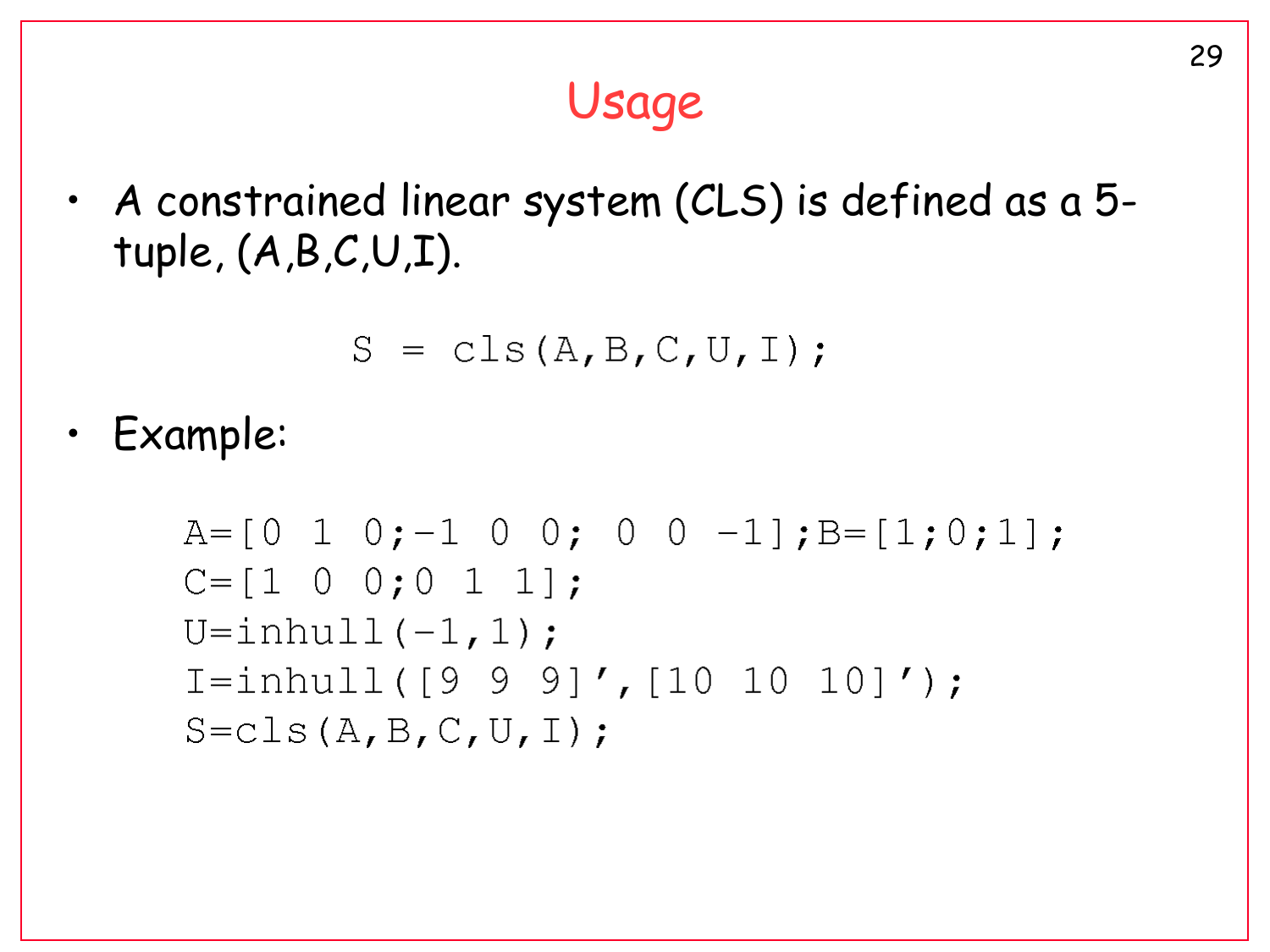# Usage

- A constrained linear system (CLS) is defined as a 5-tuple, (A,B,C,U,I).

```
S = cls(A,B,C,U,I);
```

- Example:

```
A=[0 1 0;-1 0 0; 0 0 -1];B=[1;0;1];
C=[1 0 0;0 1 1];
U=inhull(-1,1);
I=inhull([9 9 9]',[10 10 10]');
S=cls(A,B,C,U,I);
```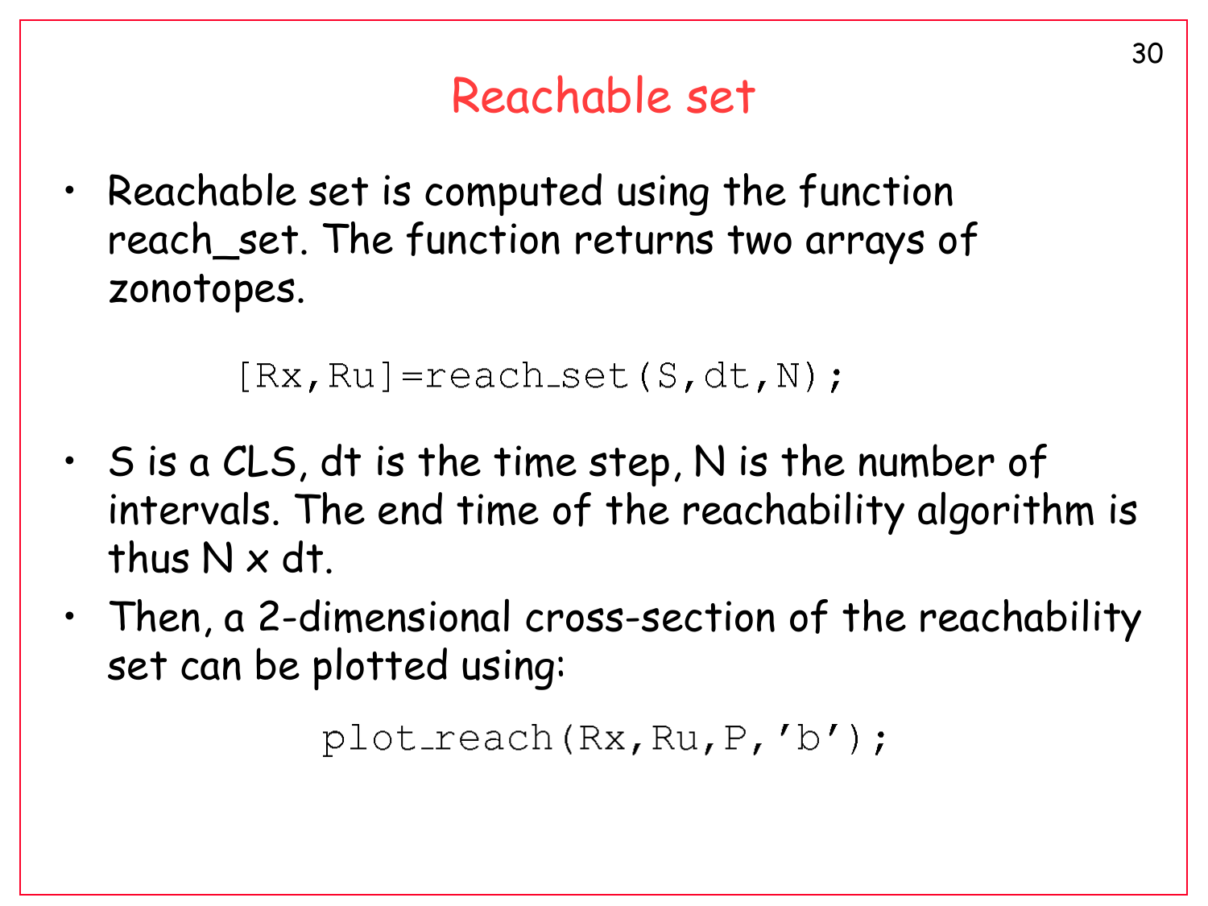# Reachable set

- Reachable set is computed using the function reach_set. The function returns two arrays of zonotopes.

```
[Rx,Ru]=reach_set(S,dt,N);
```

- S is a CLS, dt is the time step, N is the number of intervals. The end time of the reachability algorithm is thus N x dt.
- Then, a 2-dimensional cross-section of the reachability set can be plotted using:

```
plot_reach(Rx,Ru,P,'b');
```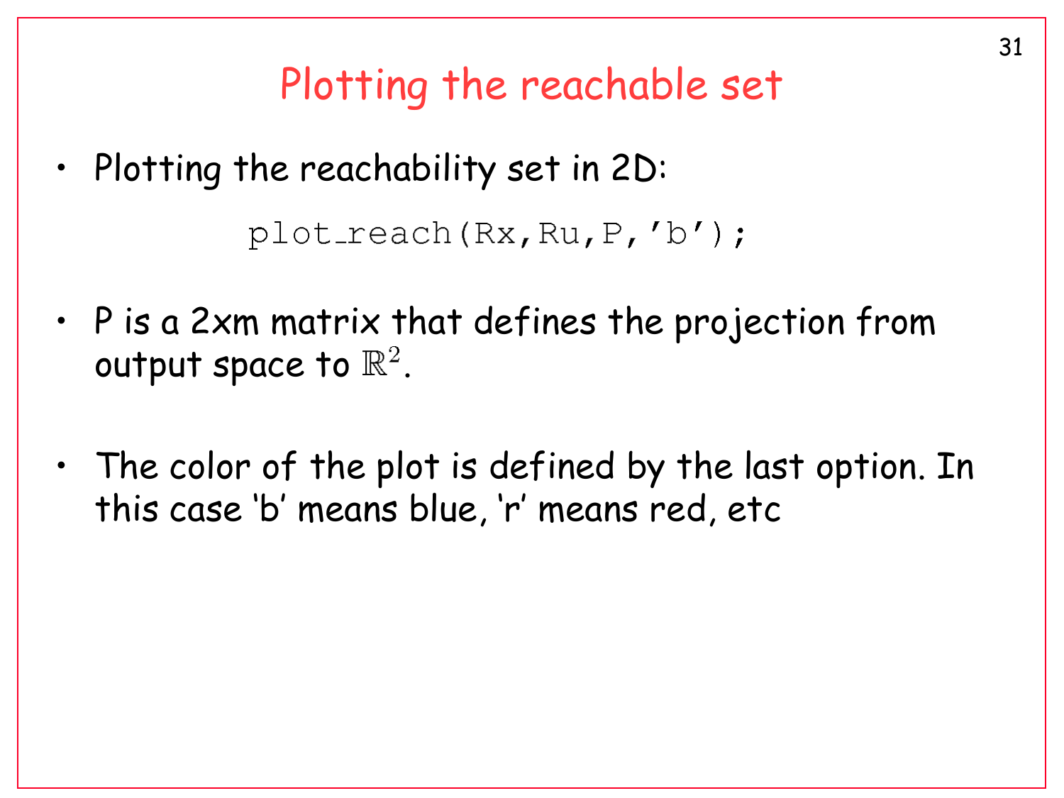# Plotting the reachable set

- Plotting the reachability set in 2D:

```
plot_reach(Rx,Ru,P,'b');
```

- P is a 2xm matrix that defines the projection from output space to $\mathbb{R}^2$.

- The color of the plot is defined by the last option. In this case 'b' means blue, 'r' means red, etc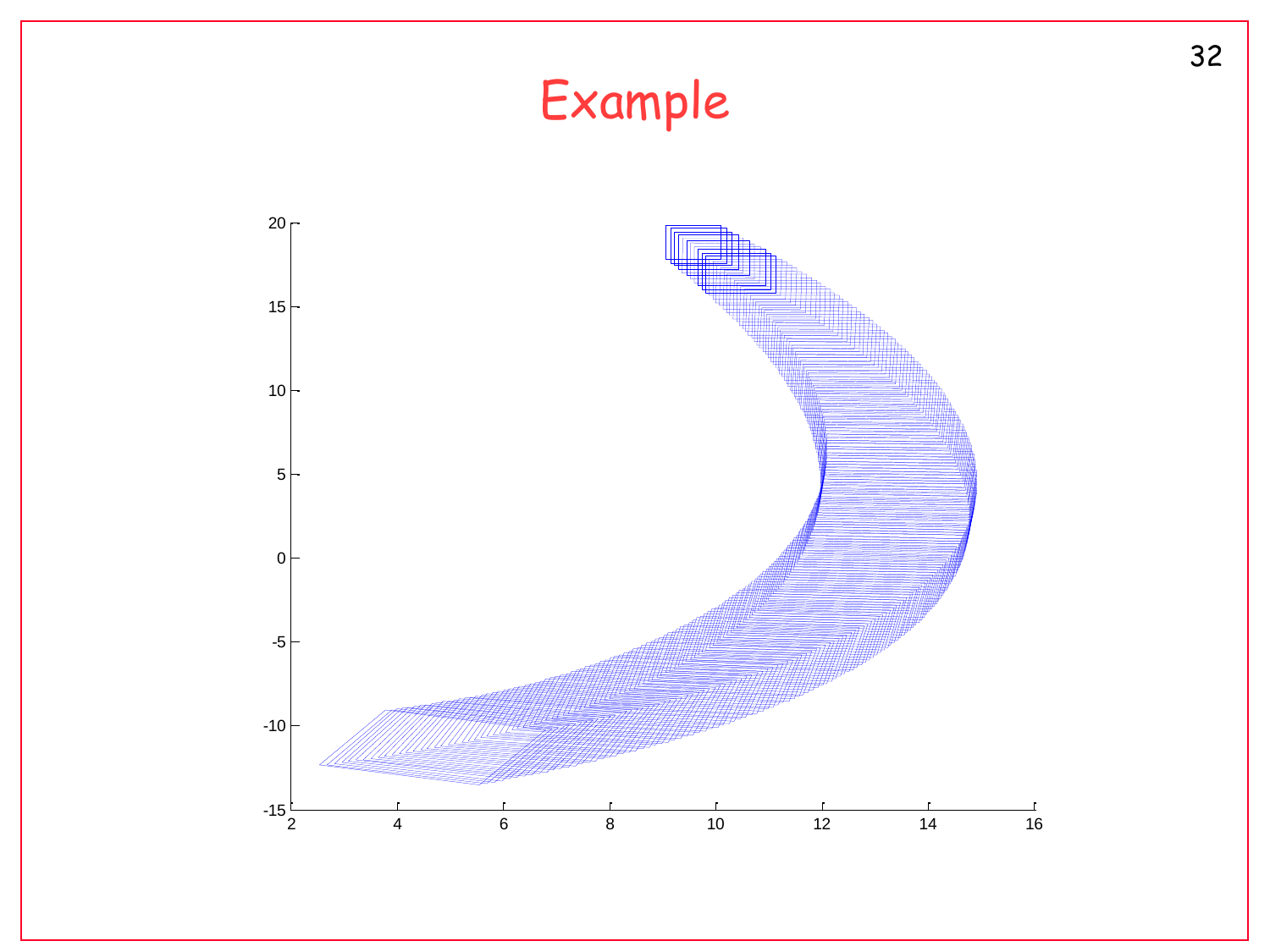# Example

20
15
10
5
0
-5
-10
-15
2
4
6
8
10
12
14
16